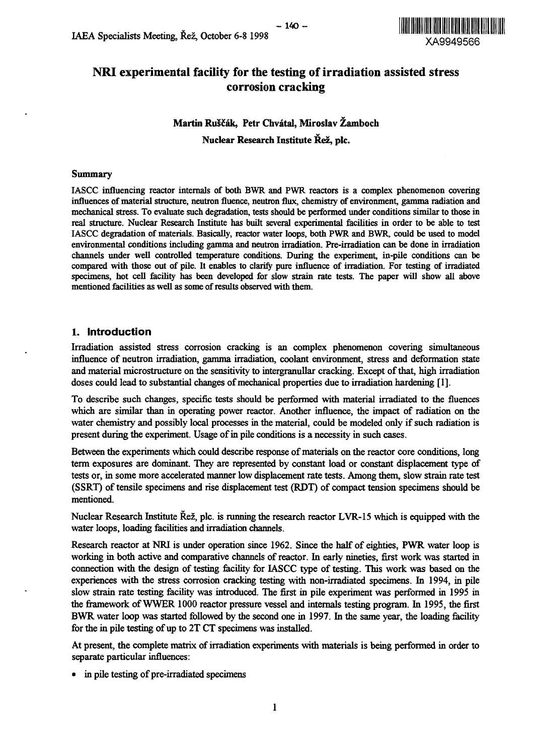# NRI experimental facility for the testing of irradiation assisted stress corrosion cracking

**Martin Ruščák, Petr Chvátal, Miroslav Žamboch**

**Nuclear Research Institute Řež, plc.**

## Summary

IASCC influencing reactor internals of both BWR and PWR reactors is a complex phenomenon covering influences of material structure, neutron fluence, neutron flux, chemistry of environment, gamma radiation and mechanical stress. To evaluate such degradation, tests should be performed under conditions similar to those in real structure. Nuclear Research Institute has built several experimental facilities in order to be able to test IASCC degradation of materials. Basically, reactor water loops, both PWR and BWR, could be used to model environmental conditions including gamma and neutron irradiation. Pre-irradiation can be done in irradiation channels under well controlled temperature conditions. During the experiment, in-pile conditions can be compared with those out of pile. It enables to clarify pure influence of irradiation. For testing of irradiated specimens, hot cell facility has been developed for slow strain rate tests. The paper will show all above mentioned facilities as well as some of results observed with them.

## 1. Introduction

Irradiation assisted stress corrosion cracking is an complex phenomenon covering simultaneous influence of neutron irradiation, gamma irradiation, coolant environment, stress and deformation state and material microstructure on the sensitivity to intergranullar cracking. Except of that, high irradiation doses could lead to substantial changes of mechanical properties due to irradiation hardening [1].

To describe such changes, specific tests should be performed with material irradiated to the fluences which are similar than in operating power reactor. Another influence, the impact of radiation on the water chemistry and possibly local processes in the material, could be modeled only if such radiation is present during the experiment. Usage of in pile conditions is a necessity in such cases.

Between the experiments which could describe response of materials on the reactor core conditions, long term exposures are dominant. They are represented by constant load or constant displacement type of tests or, in some more accelerated manner low displacement rate tests. Among them, slow strain rate test (SSRT) of tensile specimens and rise displacement test (RDT) of compact tension specimens should be mentioned.

Nuclear Research Institute Řež, plc. is running the research reactor LVR-15 which is equipped with the water loops, loading facilities and irradiation channels.

Research reactor at NRI is under operation since 1962. Since the half of eighties, PWR water loop is working in both active and comparative channels of reactor. In early nineties, first work was started in connection with the design of testing facility for IASCC type of testing. This work was based on the experiences with the stress corrosion cracking testing with non-irradiated specimens. In 1994, in pile slow strain rate testing facility was introduced. The first in pile experiment was performed in 1995 in the framework of WWER 1000 reactor pressure vessel and internals testing program. In 1995, the first BWR water loop was started followed by the second one in 1997. In the same year, the loading facility for the in pile testing of up to 2T CT specimens was installed.

At present, the complete matrix of irradiation experiments with materials is being performed in order to separate particular influences:

- in pile testing of pre-irradiated specimens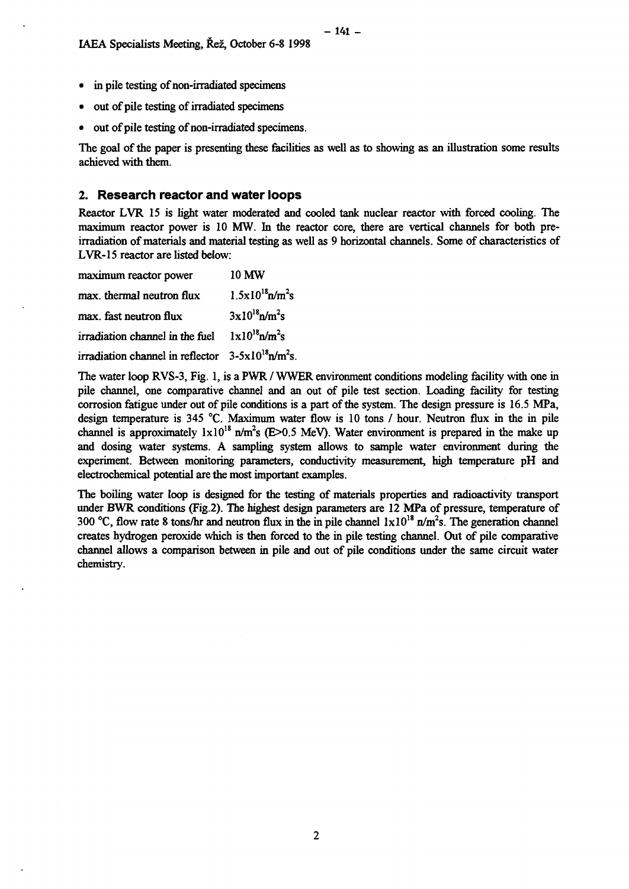- in pile testing of non-irradiated specimens
- out of pile testing of irradiated specimens
- out of pile testing of non-irradiated specimens.

The goal of the paper is presenting these facilities as well as to showing as an illustration some results achieved with them.

## 2. Research reactor and water loops

Reactor LVR 15 is light water moderated and cooled tank nuclear reactor with forced cooling. The maximum reactor power is 10 MW. In the reactor core, there are vertical channels for both pre-irradiation of materials and material testing as well as 9 horizontal channels. Some of characteristics of LVR-15 reactor are listed below:

| | |
|---|---|
| maximum reactor power | 10 MW |
| max. thermal neutron flux | $1.5x10^{18} n/m^2s$ |
| max. fast neutron flux | $3x10^{18} n/m^2s$ |
| irradiation channel in the fuel | $1x10^{18} n/m^2s$ |
| irradiation channel in reflector | $3\text{-}5x10^{18} n/m^2s$. |

The water loop RVS-3, Fig. 1, is a PWR / WWER environment conditions modeling facility with one in pile channel, one comparative channel and an out of pile test section. Loading facility for testing corrosion fatigue under out of pile conditions is a part of the system. The design pressure is 16.5 MPa, design temperature is 345 °C. Maximum water flow is 10 tons / hour. Neutron flux in the in pile channel is approximately $1x10^{18} n/m^2s$ (E>0.5 MeV). Water environment is prepared in the make up and dosing water systems. A sampling system allows to sample water environment during the experiment. Between monitoring parameters, conductivity measurement, high temperature pH and electrochemical potential are the most important examples.

The boiling water loop is designed for the testing of materials properties and radioactivity transport under BWR conditions (Fig.2). The highest design parameters are 12 MPa of pressure, temperature of 300 °C, flow rate 8 tons/hr and neutron flux in the in pile channel $1x10^{18} n/m^2s$. The generation channel creates hydrogen peroxide which is then forced to the in pile testing channel. Out of pile comparative channel allows a comparison between in pile and out of pile conditions under the same circuit water chemistry.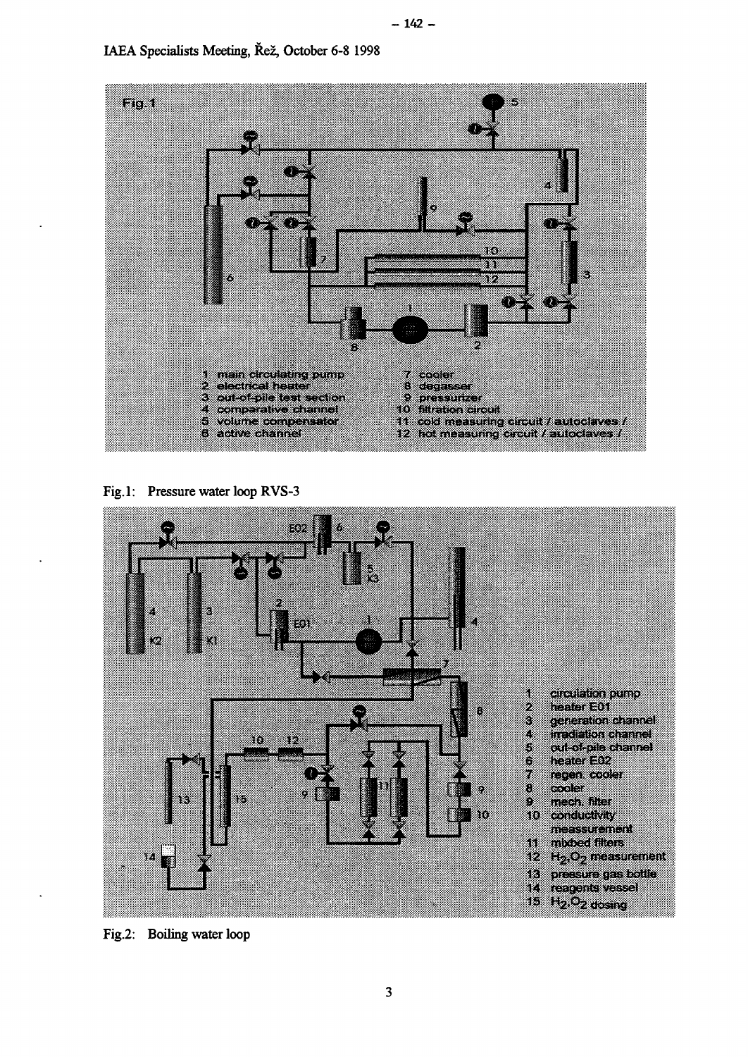Fig.1: Pressure water loop RVS-3

Fig.2: Boiling water loop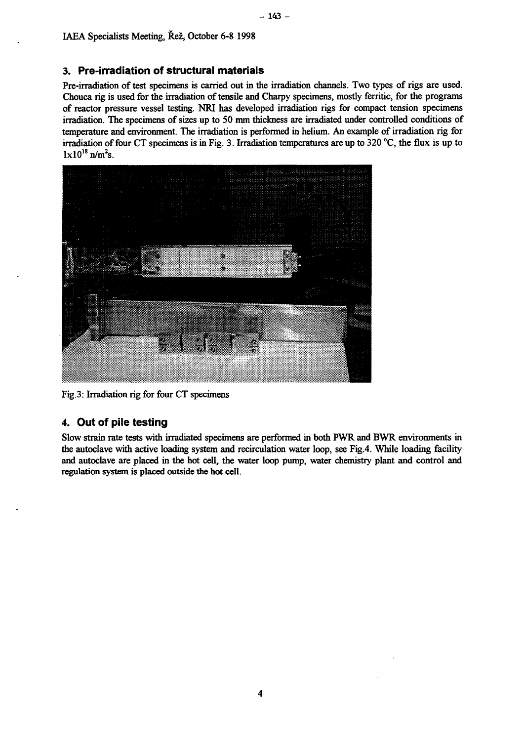## 3. Pre-irradiation of structural materials

Pre-irradiation of test specimens is carried out in the irradiation channels. Two types of rigs are used. Chouca rig is used for the irradiation of tensile and Charpy specimens, mostly ferritic, for the programs of reactor pressure vessel testing. NRI has developed irradiation rigs for compact tension specimens irradiation. The specimens of sizes up to 50 mm thickness are irradiated under controlled conditions of temperature and environment. The irradiation is performed in helium. An example of irradiation rig for irradiation of four CT specimens is in Fig. 3. Irradiation temperatures are up to 320 °C, the flux is up to $1x10^{18}$ $n/m^2s$.

Fig.3: Irradiation rig for four CT specimens

## 4. Out of pile testing

Slow strain rate tests with irradiated specimens are performed in both PWR and BWR environments in the autoclave with active loading system and recirculation water loop, see Fig.4. While loading facility and autoclave are placed in the hot cell, the water loop pump, water chemistry plant and control and regulation system is placed outside the hot cell.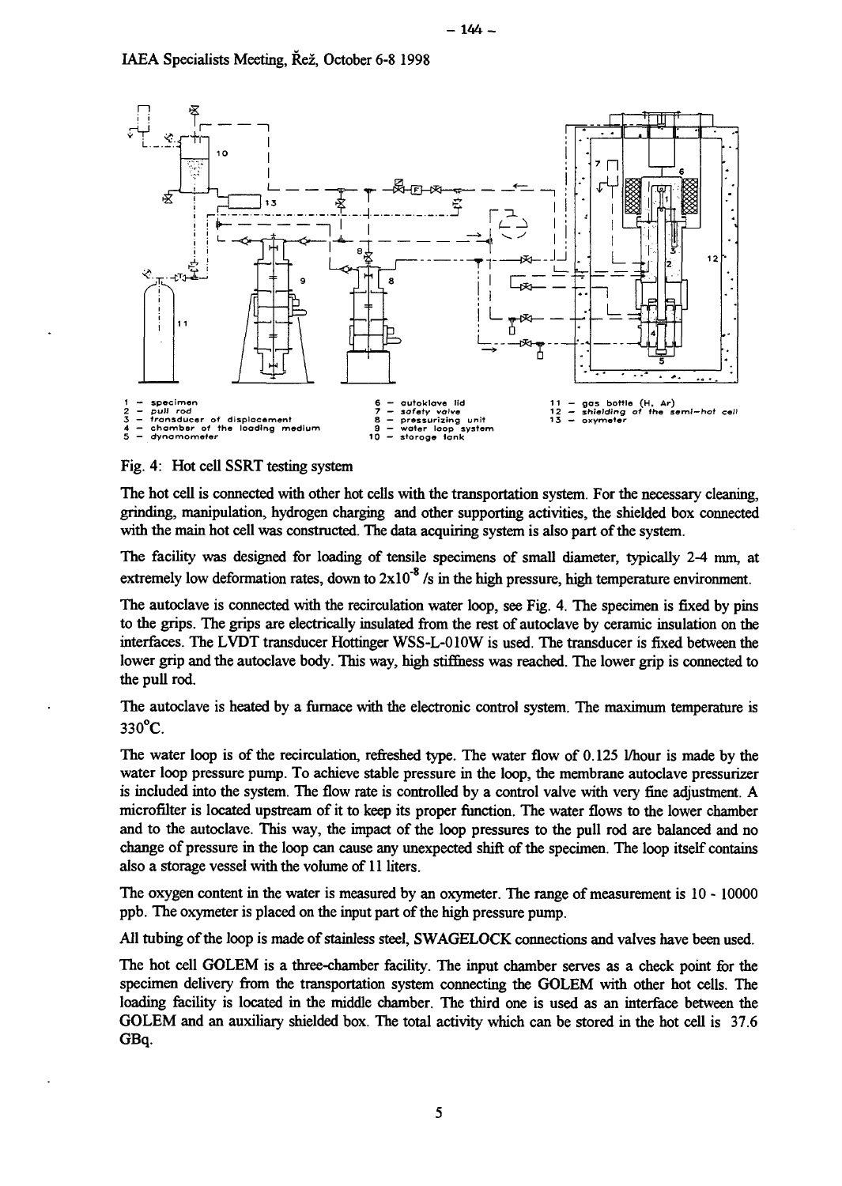1 – specimen
2 – pull rod
3 – transducer of displacement
4 – chamber of the loading medium
5 – dynamometer
6 – autoklave lid
7 – safety valve
8 – pressurizing unit
9 – water loop system
10 – storage tank
11 – gas bottle (H, Ar)
12 – shielding of the semi-hot cell
13 – oxymeter

Fig. 4: Hot cell SSRT testing system

The hot cell is connected with other hot cells with the transportation system. For the necessary cleaning, grinding, manipulation, hydrogen charging and other supporting activities, the shielded box connected with the main hot cell was constructed. The data acquiring system is also part of the system.

The facility was designed for loading of tensile specimens of small diameter, typically 2-4 mm, at extremely low deformation rates, down to $2x10^{-8}$ /s in the high pressure, high temperature environment.

The autoclave is connected with the recirculation water loop, see Fig. 4. The specimen is fixed by pins to the grips. The grips are electrically insulated from the rest of autoclave by ceramic insulation on the interfaces. The LVDT transducer Hottinger WSS-L-010W is used. The transducer is fixed between the lower grip and the autoclave body. This way, high stiffness was reached. The lower grip is connected to the pull rod.

The autoclave is heated by a furnace with the electronic control system. The maximum temperature is 330°C.

The water loop is of the recirculation, refreshed type. The water flow of 0.125 l/hour is made by the water loop pressure pump. To achieve stable pressure in the loop, the membrane autoclave pressurizer is included into the system. The flow rate is controlled by a control valve with very fine adjustment. A microfilter is located upstream of it to keep its proper function. The water flows to the lower chamber and to the autoclave. This way, the impact of the loop pressures to the pull rod are balanced and no change of pressure in the loop can cause any unexpected shift of the specimen. The loop itself contains also a storage vessel with the volume of 11 liters.

The oxygen content in the water is measured by an oxymeter. The range of measurement is 10 - 10000 ppb. The oxymeter is placed on the input part of the high pressure pump.

All tubing of the loop is made of stainless steel, SWAGELOCK connections and valves have been used.

The hot cell GOLEM is a three-chamber facility. The input chamber serves as a check point for the specimen delivery from the transportation system connecting the GOLEM with other hot cells. The loading facility is located in the middle chamber. The third one is used as an interface between the GOLEM and an auxiliary shielded box. The total activity which can be stored in the hot cell is 37.6 GBq.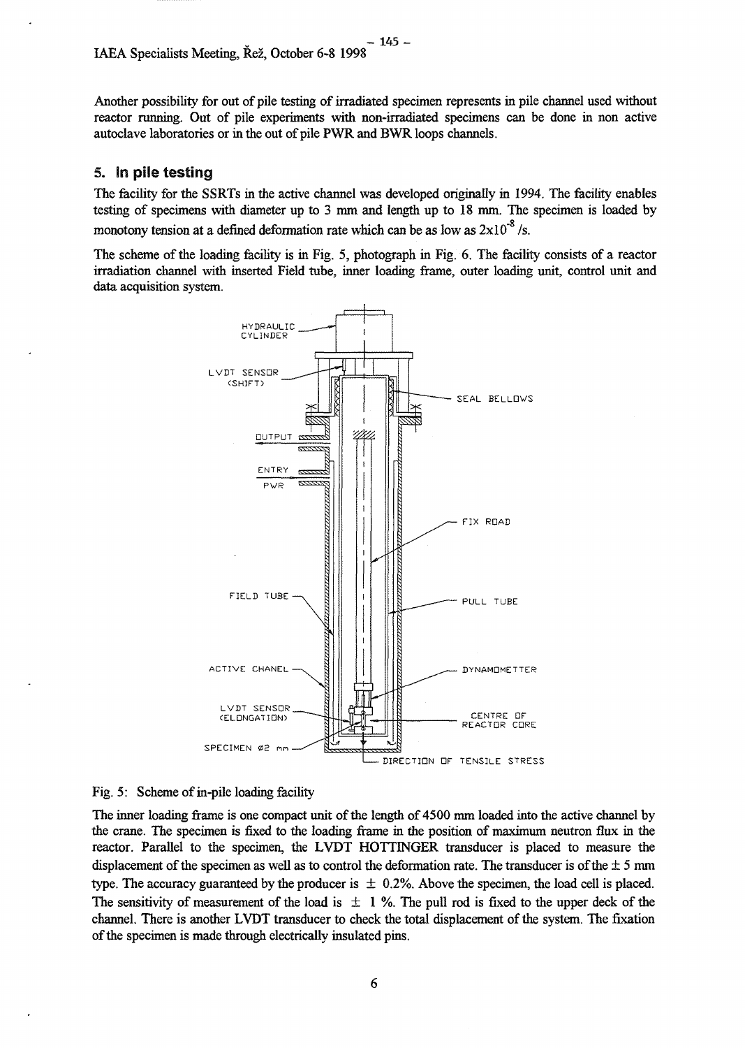Another possibility for out of pile testing of irradiated specimen represents in pile channel used without reactor running. Out of pile experiments with non-irradiated specimens can be done in non active autoclave laboratories or in the out of pile PWR and BWR loops channels.

## 5. In pile testing

The facility for the SSRTs in the active channel was developed originally in 1994. The facility enables testing of specimens with diameter up to 3 mm and length up to 18 mm. The specimen is loaded by monotony tension at a defined deformation rate which can be as low as $2x10^{-8}$ /s.

The scheme of the loading facility is in Fig. 5, photograph in Fig. 6. The facility consists of a reactor irradiation channel with inserted Field tube, inner loading frame, outer loading unit, control unit and data acquisition system.

Fig. 5: Scheme of in-pile loading facility

The inner loading frame is one compact unit of the length of 4500 mm loaded into the active channel by the crane. The specimen is fixed to the loading frame in the position of maximum neutron flux in the reactor. Parallel to the specimen, the LVDT HOTTINGER transducer is placed to measure the displacement of the specimen as well as to control the deformation rate. The transducer is of the ± 5 mm type. The accuracy guaranteed by the producer is ± 0.2%. Above the specimen, the load cell is placed. The sensitivity of measurement of the load is ± 1 %. The pull rod is fixed to the upper deck of the channel. There is another LVDT transducer to check the total displacement of the system. The fixation of the specimen is made through electrically insulated pins.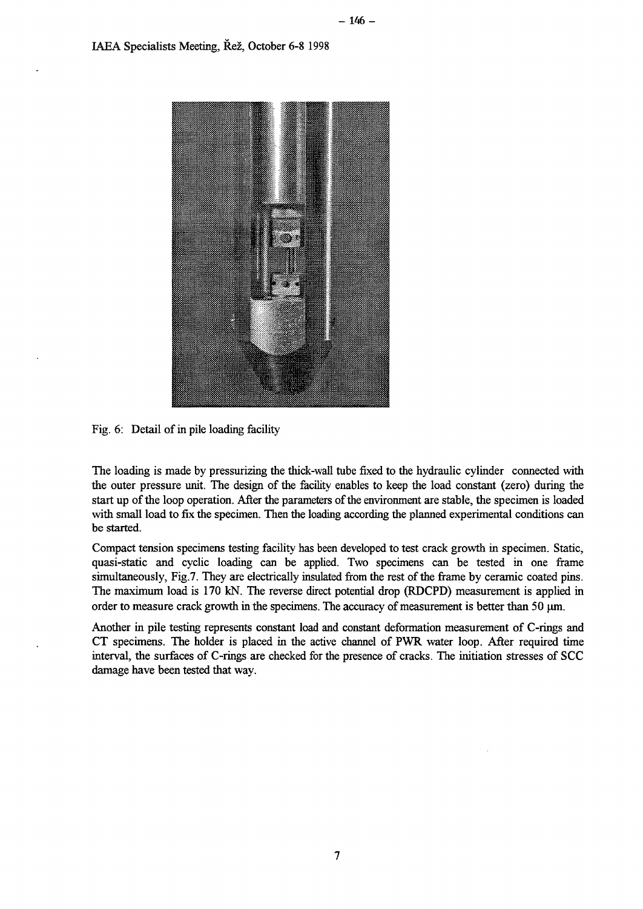Fig. 6: Detail of in pile loading facility

The loading is made by pressurizing the thick-wall tube fixed to the hydraulic cylinder connected with the outer pressure unit. The design of the facility enables to keep the load constant (zero) during the start up of the loop operation. After the parameters of the environment are stable, the specimen is loaded with small load to fix the specimen. Then the loading according the planned experimental conditions can be started.

Compact tension specimens testing facility has been developed to test crack growth in specimen. Static, quasi-static and cyclic loading can be applied. Two specimens can be tested in one frame simultaneously, Fig.7. They are electrically insulated from the rest of the frame by ceramic coated pins. The maximum load is 170 kN. The reverse direct potential drop (RDCPD) measurement is applied in order to measure crack growth in the specimens. The accuracy of measurement is better than 50 μm.

Another in pile testing represents constant load and constant deformation measurement of C-rings and CT specimens. The holder is placed in the active channel of PWR water loop. After required time interval, the surfaces of C-rings are checked for the presence of cracks. The initiation stresses of SCC damage have been tested that way.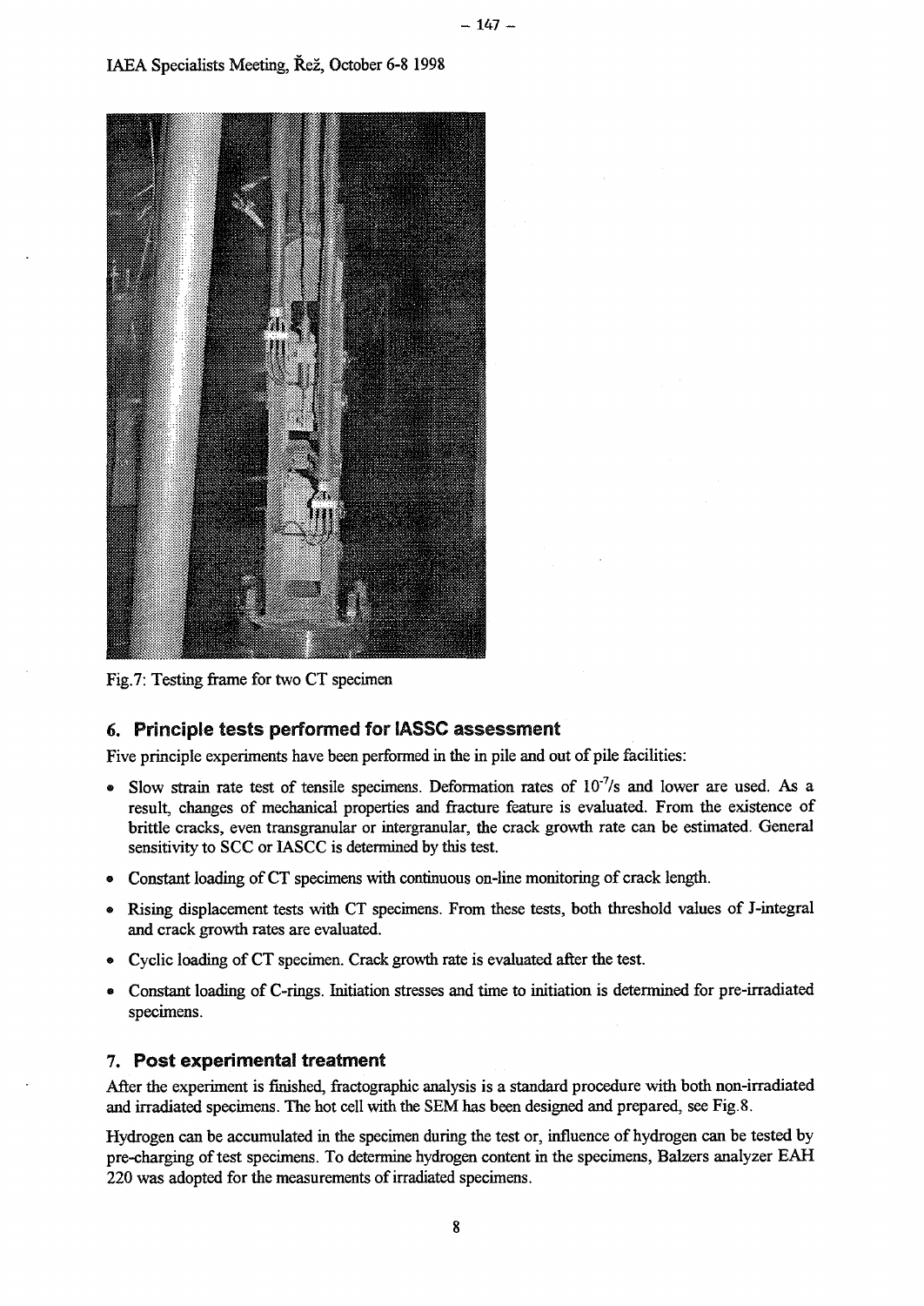Fig.7: Testing frame for two CT specimen

## 6. Principle tests performed for IASSC assessment

Five principle experiments have been performed in the in pile and out of pile facilities:

- Slow strain rate test of tensile specimens. Deformation rates of $10^{-7}$/s and lower are used. As a result, changes of mechanical properties and fracture feature is evaluated. From the existence of brittle cracks, even transgranular or intergranular, the crack growth rate can be estimated. General sensitivity to SCC or IASCC is determined by this test.
- Constant loading of CT specimens with continuous on-line monitoring of crack length.
- Rising displacement tests with CT specimens. From these tests, both threshold values of J-integral and crack growth rates are evaluated.
- Cyclic loading of CT specimen. Crack growth rate is evaluated after the test.
- Constant loading of C-rings. Initiation stresses and time to initiation is determined for pre-irradiated specimens.

## 7. Post experimental treatment

After the experiment is finished, fractographic analysis is a standard procedure with both non-irradiated and irradiated specimens. The hot cell with the SEM has been designed and prepared, see Fig.8.

Hydrogen can be accumulated in the specimen during the test or, influence of hydrogen can be tested by pre-charging of test specimens. To determine hydrogen content in the specimens, Balzers analyzer EAH 220 was adopted for the measurements of irradiated specimens.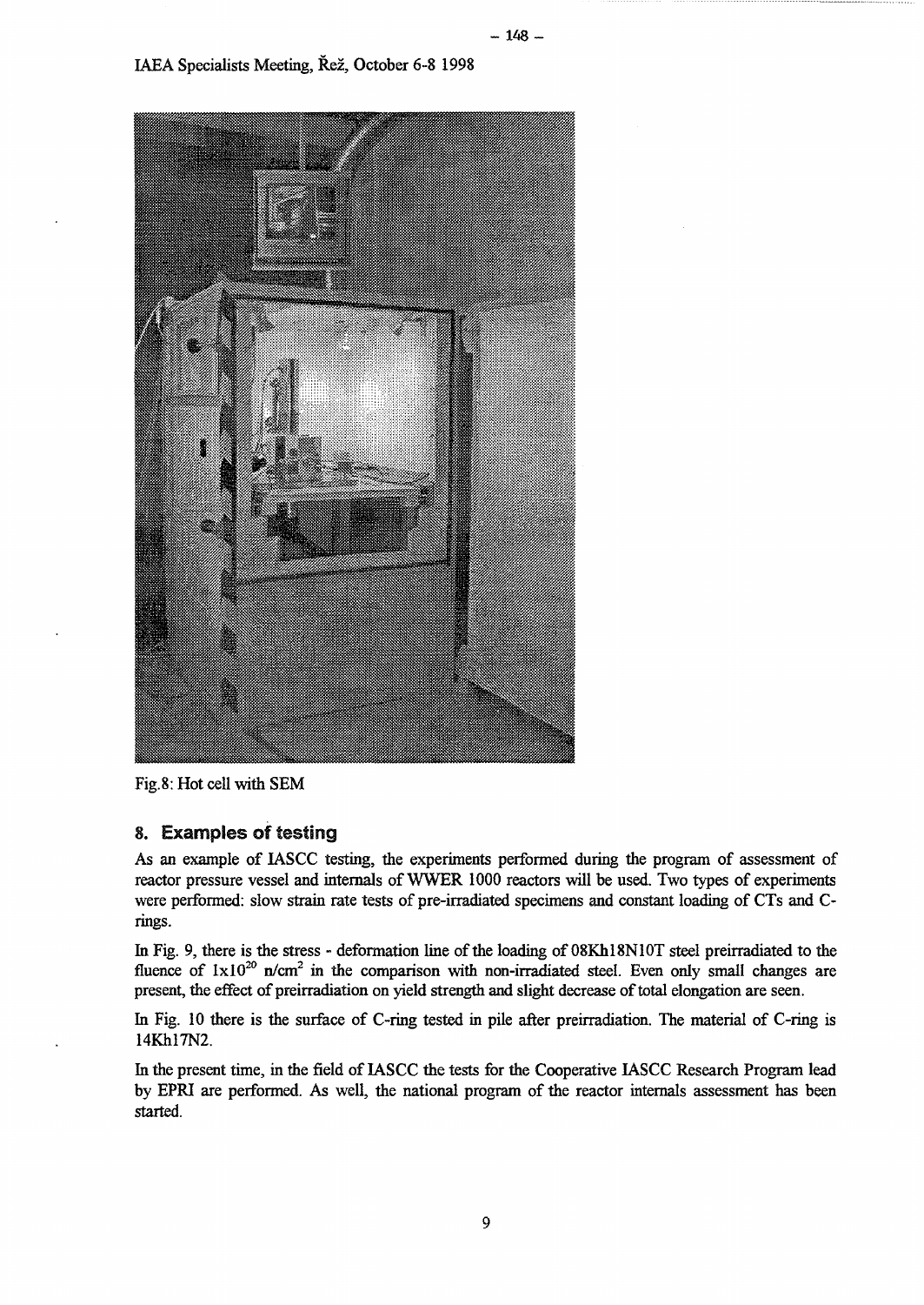Fig.8: Hot cell with SEM

## 8. Examples of testing

As an example of IASCC testing, the experiments performed during the program of assessment of reactor pressure vessel and internals of WWER 1000 reactors will be used. Two types of experiments were performed: slow strain rate tests of pre-irradiated specimens and constant loading of CTs and C-rings.

In Fig. 9, there is the stress - deformation line of the loading of 08Kh18N10T steel preirradiated to the fluence of $1x10^{20}$ n/cm$^2$ in the comparison with non-irradiated steel. Even only small changes are present, the effect of preirradiation on yield strength and slight decrease of total elongation are seen.

In Fig. 10 there is the surface of C-ring tested in pile after preirradiation. The material of C-ring is 14Kh17N2.

In the present time, in the field of IASCC the tests for the Cooperative IASCC Research Program lead by EPRI are performed. As well, the national program of the reactor internals assessment has been started.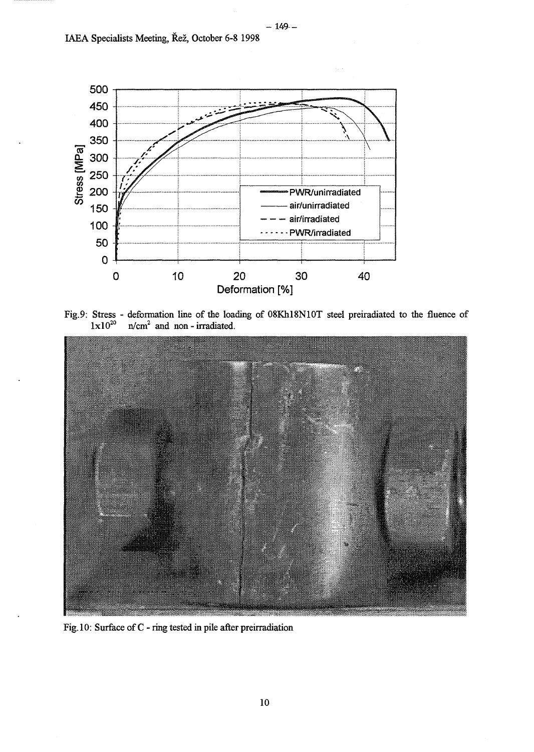Fig.9: Stress - deformation line of the loading of 08Kh18N10T steel preirradiated to the fluence of $1x10^{20}$ n/cm$^2$ and non - irradiated.

Fig.10: Surface of C - ring tested in pile after preirradiation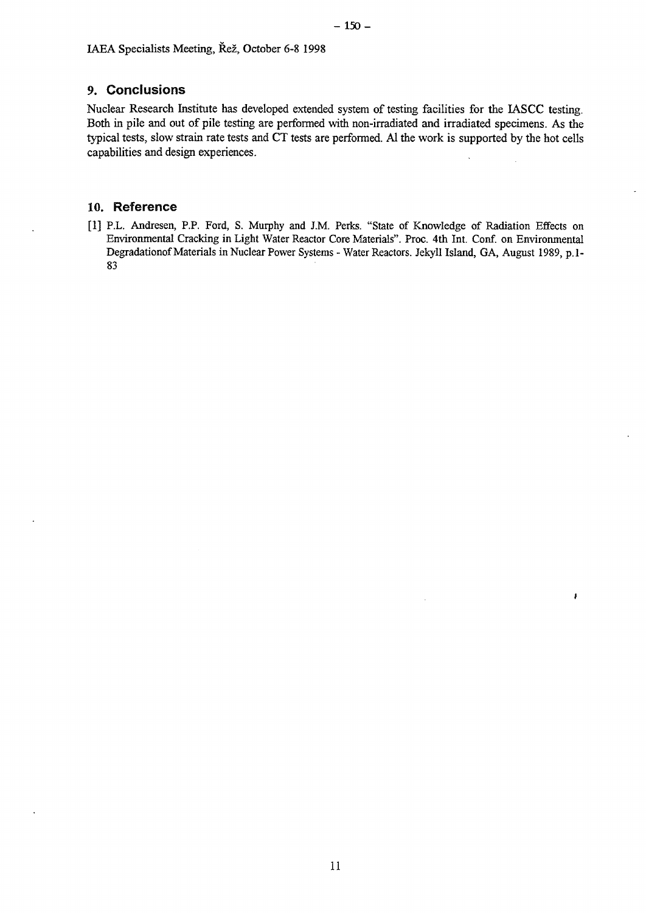## 9. Conclusions

Nuclear Research Institute has developed extended system of testing facilities for the IASCC testing. Both in pile and out of pile testing are performed with non-irradiated and irradiated specimens. As the typical tests, slow strain rate tests and CT tests are performed. Al the work is supported by the hot cells capabilities and design experiences.

## 10. Reference

[1] P.L. Andresen, P.P. Ford, S. Murphy and J.M. Perks. "State of Knowledge of Radiation Effects on Environmental Cracking in Light Water Reactor Core Materials". Proc. 4th Int. Conf. on Environmental Degradationof Materials in Nuclear Power Systems - Water Reactors. Jekyll Island, GA, August 1989, p.1-83